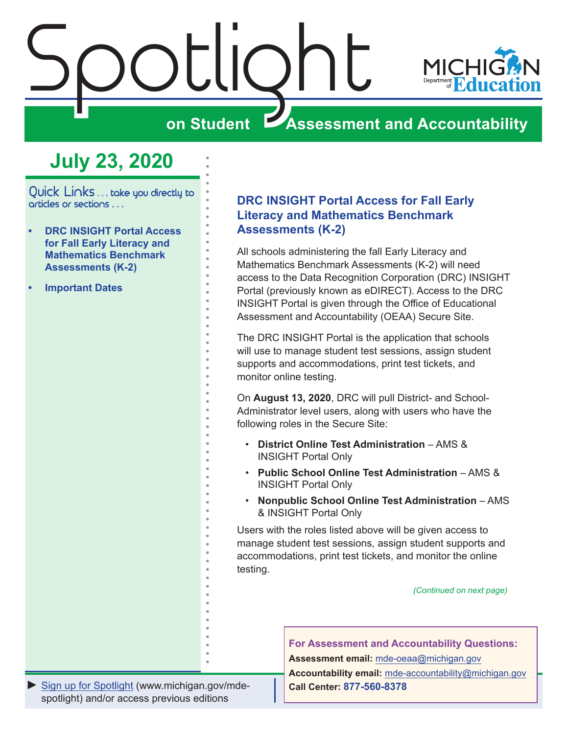# Spotlight on Student Assessment and Accountability

MICHIGAN Department of Education

## July 23, 2020

Quick Links . . . take you directly to articles or sections . . .

- **DRC INSIGHT Portal Access for Fall Early Literacy and Mathematics Benchmark Assessments (K-2)**
- **Important Dates**

### DRC INSIGHT Portal Access for Fall Early Literacy and Mathematics Benchmark Assessments (K-2)

All schools administering the fall Early Literacy and Mathematics Benchmark Assessments (K-2) will need access to the Data Recognition Corporation (DRC) INSIGHT Portal (previously known as eDIRECT). Access to the DRC INSIGHT Portal is given through the Office of Educational Assessment and Accountability (OEAA) Secure Site.

The DRC INSIGHT Portal is the application that schools will use to manage student test sessions, assign student supports and accommodations, print test tickets, and monitor online testing.

On **August 13, 2020**, DRC will pull District- and School-Administrator level users, along with users who have the following roles in the Secure Site:

- **District Online Test Administration** – AMS & INSIGHT Portal Only
- **Public School Online Test Administration** – AMS & INSIGHT Portal Only
- **Nonpublic School Online Test Administration** – AMS & INSIGHT Portal Only

Users with the roles listed above will be given access to manage student test sessions, assign student supports and accommodations, print test tickets, and monitor the online testing.

*(Continued on next page)*

**For Assessment and Accountability Questions:**
**Assessment email:** mde-oeaa@michigan.gov
**Accountability email:** mde-accountability@michigan.gov
**Call Center:** **877-560-8378**

► Sign up for Spotlight (www.michigan.gov/mde-spotlight) and/or access previous editions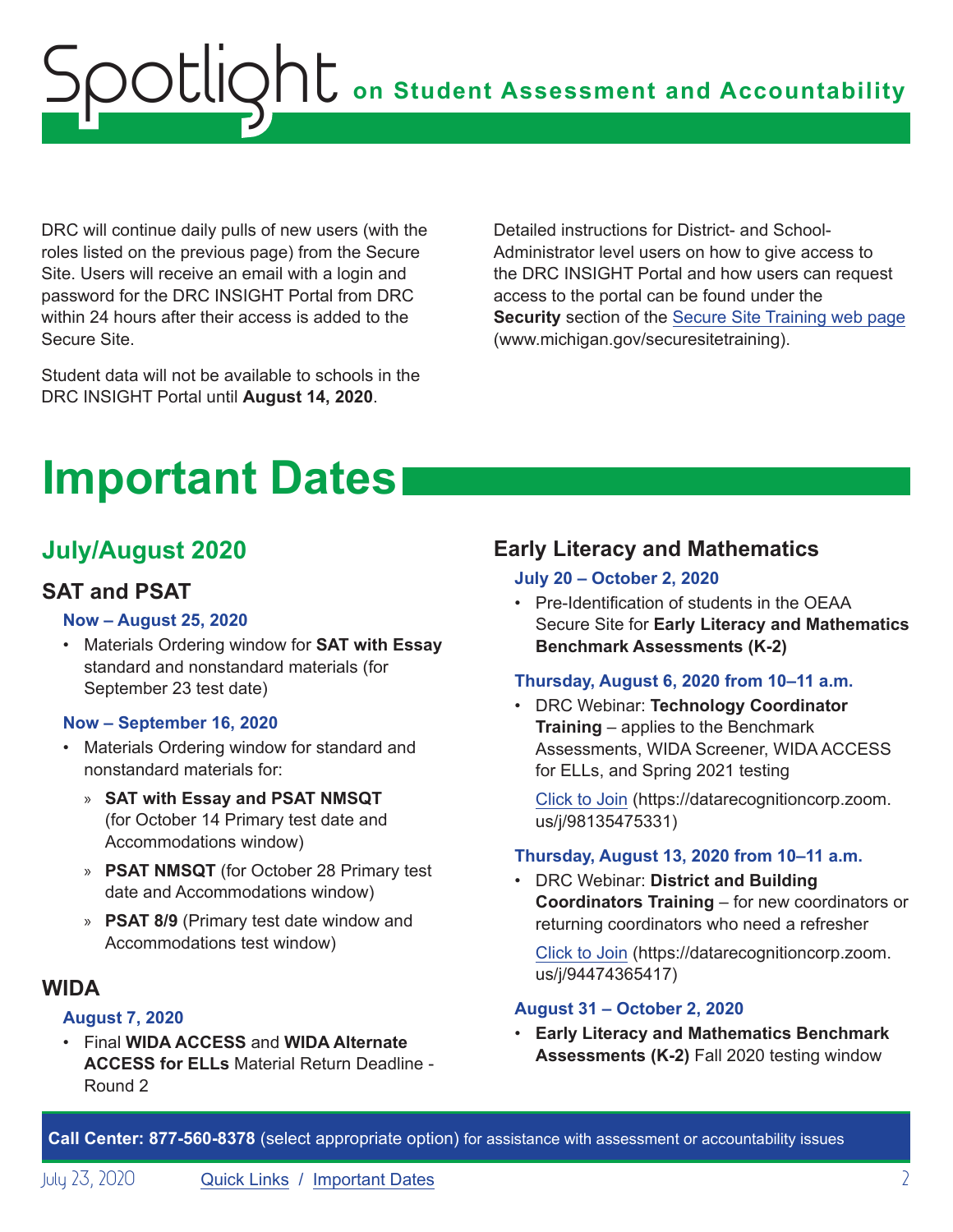DRC will continue daily pulls of new users (with the roles listed on the previous page) from the Secure Site. Users will receive an email with a login and password for the DRC INSIGHT Portal from DRC within 24 hours after their access is added to the Secure Site.

Student data will not be available to schools in the DRC INSIGHT Portal until **August 14, 2020**.

Detailed instructions for District- and School-Administrator level users on how to give access to the DRC INSIGHT Portal and how users can request access to the portal can be found under the **Security** section of the Secure Site Training web page (www.michigan.gov/securesitetraining).

# Important Dates

## July/August 2020

### SAT and PSAT

#### Now – August 25, 2020

- Materials Ordering window for **SAT with Essay** standard and nonstandard materials (for September 23 test date)

#### Now – September 16, 2020

- Materials Ordering window for standard and nonstandard materials for:
  - **SAT with Essay and PSAT NMSQT** (for October 14 Primary test date and Accommodations window)
  - **PSAT NMSQT** (for October 28 Primary test date and Accommodations window)
  - **PSAT 8/9** (Primary test date window and Accommodations test window)

### WIDA

#### August 7, 2020

- Final **WIDA ACCESS** and **WIDA Alternate ACCESS for ELLs** Material Return Deadline - Round 2

### Early Literacy and Mathematics

#### July 20 – October 2, 2020

- Pre-Identification of students in the OEAA Secure Site for **Early Literacy and Mathematics Benchmark Assessments (K-2)**

#### Thursday, August 6, 2020 from 10–11 a.m.

- DRC Webinar: **Technology Coordinator Training** – applies to the Benchmark Assessments, WIDA Screener, WIDA ACCESS for ELLs, and Spring 2021 testing

  Click to Join (https://datarecognitioncorp.zoom.us/j/98135475331)

#### Thursday, August 13, 2020 from 10–11 a.m.

- DRC Webinar: **District and Building Coordinators Training** – for new coordinators or returning coordinators who need a refresher

  Click to Join (https://datarecognitioncorp.zoom.us/j/94474365417)

#### August 31 – October 2, 2020

- **Early Literacy and Mathematics Benchmark Assessments (K-2)** Fall 2020 testing window

**Call Center: 877-560-8378** (select appropriate option) for assistance with assessment or accountability issues